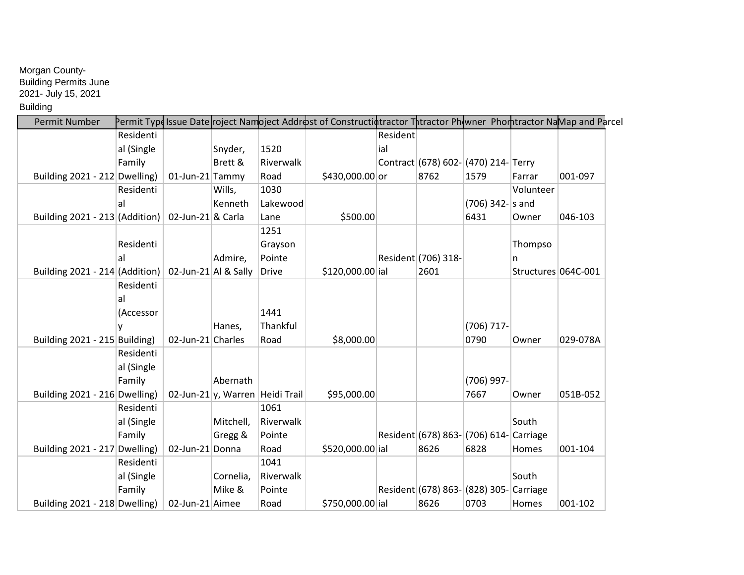Morgan County-
Building Permits June 2021- July 15, 2021
Building

| Permit Number | Permit Type | Issue Date | Project Name | Project Address | Cost of Construction | Contractor Type | Contractor Phone | Owner Phone | Contractor Name | Map and Parcel |
|---|---|---|---|---|---|---|---|---|---|---|
| Building 2021 - 212 | Residential (Single Family Dwelling) | 01-Jun-21 | Snyder, Brett & Tammy | 1520 Riverwalk Road | $430,000.00 | Residential Contractor | (678) 602-8762 | (470) 214-1579 | Terry Farrar | 001-097 |
| Building 2021 - 213 | Residential (Addition) | 02-Jun-21 | Wills, Kenneth & Carla | 1030 Lakewood Lane | $500.00 | | | (706) 342-6431 | Volunteers and Owner | 046-103 |
| Building 2021 - 214 | Residential (Addition) | 02-Jun-21 | Admire, Al & Sally | 1251 Grayson Pointe Drive | $120,000.00 | Residential | (706) 318-2601 | | Thompson Structures | 064C-001 |
| Building 2021 - 215 | Residential (Accessory Building) | 02-Jun-21 | Hanes, Charles | 1441 Thankful Road | $8,000.00 | | | (706) 717-0790 | Owner | 029-078A |
| Building 2021 - 216 | Residential (Single Family Dwelling) | 02-Jun-21 | Abernathy, Warren | Heidi Trail | $95,000.00 | | | (706) 997-7667 | Owner | 051B-052 |
| Building 2021 - 217 | Residential (Single Family Dwelling) | 02-Jun-21 | Mitchell, Gregg & Donna | 1061 Riverwalk Pointe Road | $520,000.00 | Residential | (678) 863-8626 | (706) 614-6828 | South Carriage Homes | 001-104 |
| Building 2021 - 218 | Residential (Single Family Dwelling) | 02-Jun-21 | Cornelia, Mike & Aimee | 1041 Riverwalk Pointe Road | $750,000.00 | Residential | (678) 863-8626 | (828) 305-0703 | South Carriage Homes | 001-102 |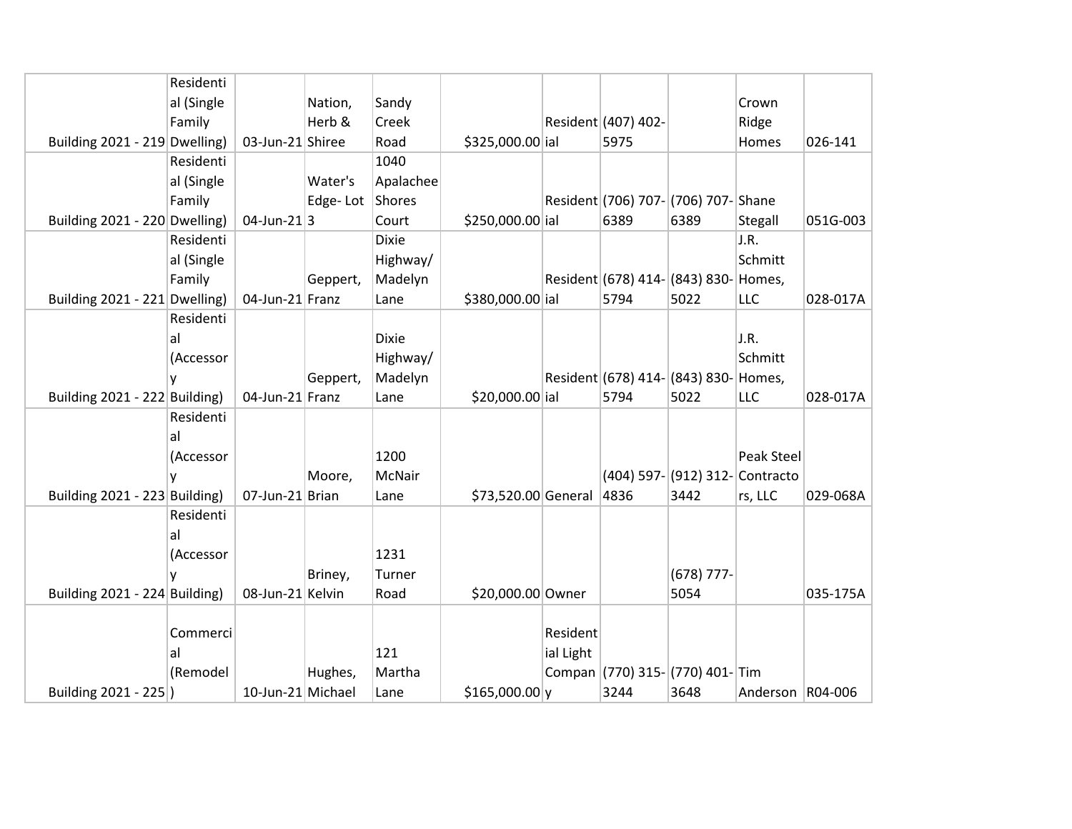| | | | | | | | | | | |
|---|---|---|---|---|---|---|---|---|---|---|
| Building 2021 - 219 | Residential (Single Family Dwelling) | 03-Jun-21 | Nation, Herb & Shiree | Sandy Creek Road | $325,000.00 | Residential | (407) 402-5975 | | Crown Ridge Homes | 026-141 |
| Building 2021 - 220 | Residential (Single Family Dwelling) | 04-Jun-21 | Water's Edge- Lot 3 | 1040 Apalachee Shores Court | $250,000.00 | Residential | (706) 707-6389 | (706) 707-6389 | Shane Stegall | 051G-003 |
| Building 2021 - 221 | Residential (Single Family Dwelling) | 04-Jun-21 | Geppert, Franz | Dixie Highway/ Madelyn Lane | $380,000.00 | Residential | (678) 414-5794 | (843) 830-5022 | J.R. Schmitt Homes, LLC | 028-017A |
| Building 2021 - 222 | Residential (Accessory Building) | 04-Jun-21 | Geppert, Franz | Dixie Highway/ Madelyn Lane | $20,000.00 | Residential | (678) 414-5794 | (843) 830-5022 | J.R. Schmitt Homes, LLC | 028-017A |
| Building 2021 - 223 | Residential (Accessory Building) | 07-Jun-21 | Moore, Brian | 1200 McNair Lane | $73,520.00 | General | (404) 597-4836 | (912) 312-3442 | Peak Steel Contractors, LLC | 029-068A |
| Building 2021 - 224 | Residential (Accessory Building) | 08-Jun-21 | Briney, Kelvin | 1231 Turner Road | $20,000.00 | Owner | | (678) 777-5054 | | 035-175A |
| Building 2021 - 225 | Commercial (Remodel) | 10-Jun-21 | Hughes, Michael | 121 Martha Lane | $165,000.00 | Residential Light Company | (770) 315-3244 | (770) 401-3648 | Tim Anderson | R04-006 |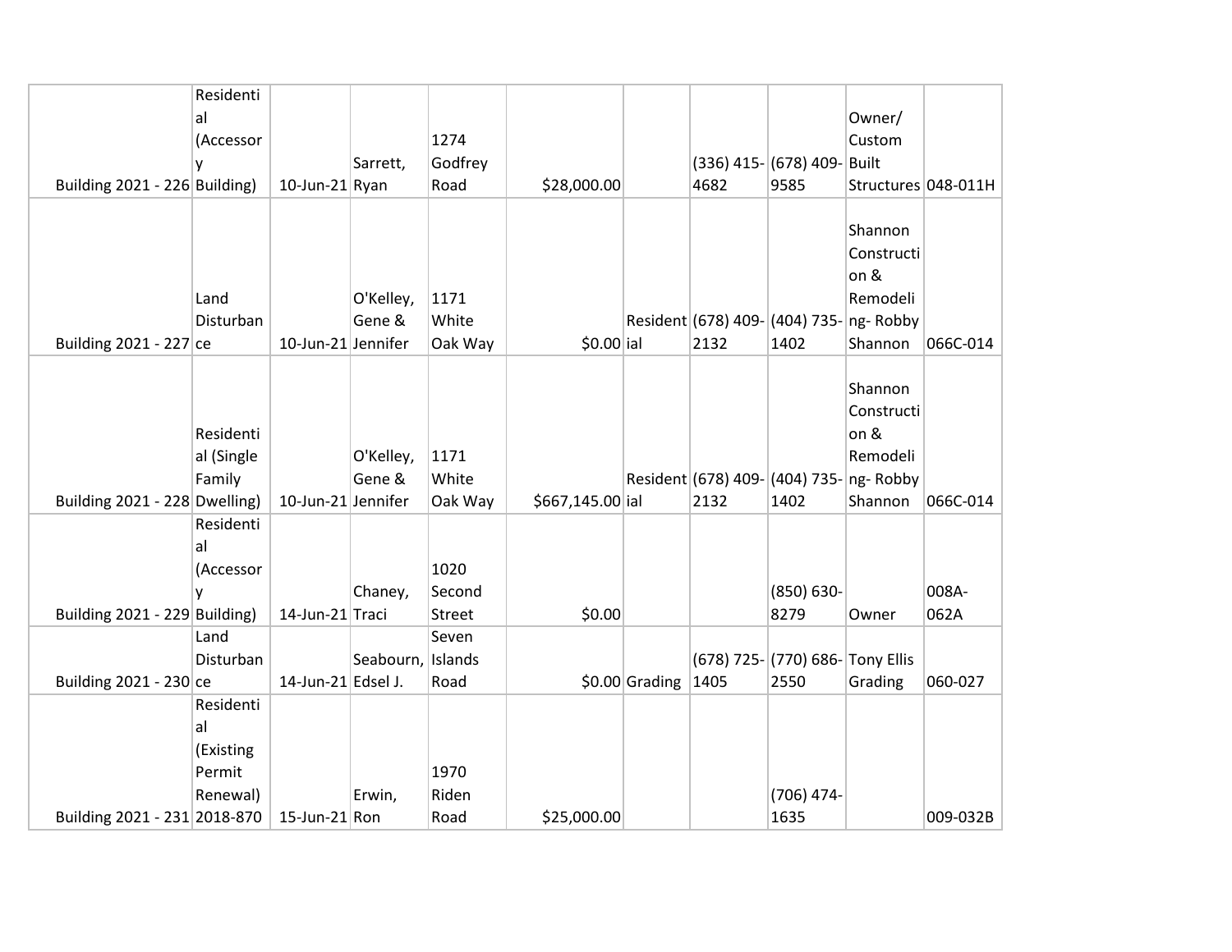| | | | | | | | | | | |
|---|---|---|---|---|---|---|---|---|---|---|
| Building 2021 - 226 | Residential (Accessory Building) | 10-Jun-21 | Sarrett, Ryan | 1274 Godfrey Road | $28,000.00 | | (336) 415-4682 | (678) 409-9585 | Owner/ Custom Built Structures | 048-011H |
| Building 2021 - 227 | Land Disturbance | 10-Jun-21 | O'Kelley, Gene & Jennifer | 1171 White Oak Way | $0.00 | Residential | (678) 409-2132 | (404) 735-1402 | Shannon Construction & Remodeling- Robby Shannon | 066C-014 |
| Building 2021 - 228 | Residential (Single Family Dwelling) | 10-Jun-21 | O'Kelley, Gene & Jennifer | 1171 White Oak Way | $667,145.00 | Residential | (678) 409-2132 | (404) 735-1402 | Shannon Construction & Remodeling- Robby Shannon | 066C-014 |
| Building 2021 - 229 | Residential (Accessory Building) | 14-Jun-21 | Chaney, Traci | 1020 Second Street | $0.00 | | | (850) 630-8279 | Owner | 008A-062A |
| Building 2021 - 230 | Land Disturbance | 14-Jun-21 | Seabourn, Edsel J. | Seven Islands Road | $0.00 | Grading | (678) 725-1405 | (770) 686-2550 | Tony Ellis Grading | 060-027 |
| Building 2021 - 231 | Residential (Existing Permit Renewal) 2018-870 | 15-Jun-21 | Erwin, Ron | 1970 Riden Road | $25,000.00 | | | (706) 474-1635 | | 009-032B |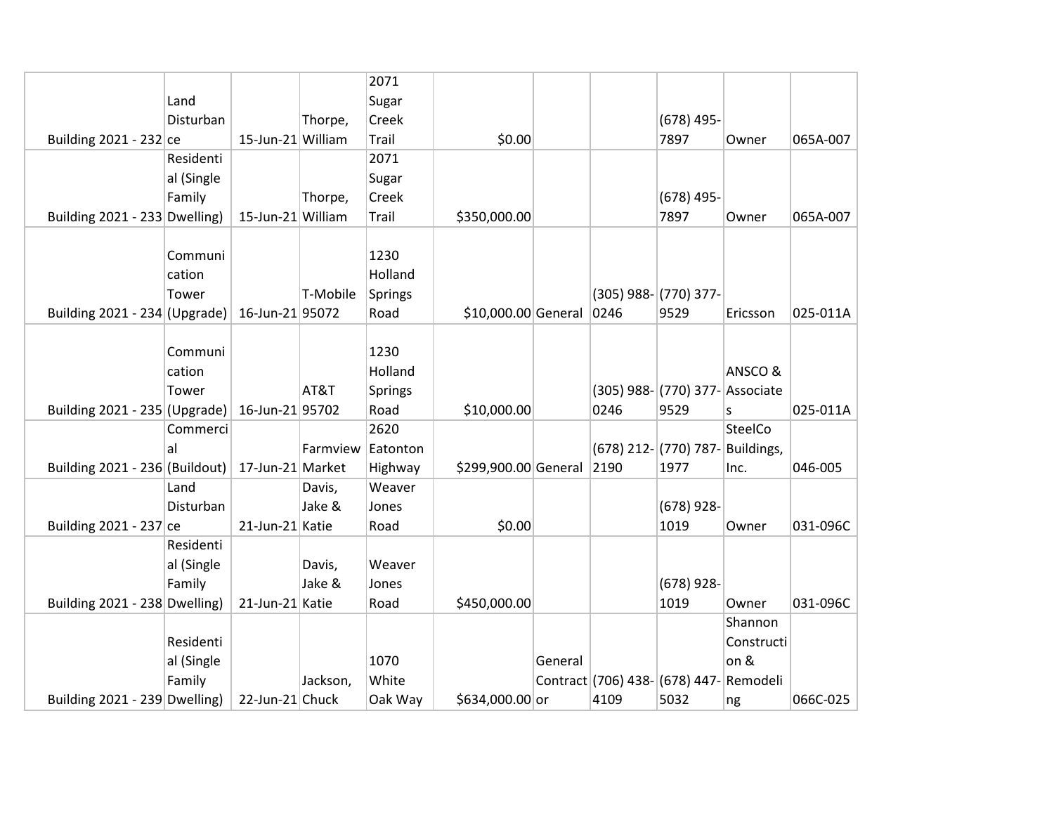| | | | | | | | | | | |
|---|---|---|---|---|---|---|---|---|---|---|
| Building 2021 - 232 | Land Disturbance | 15-Jun-21 | Thorpe, William | 2071 Sugar Creek Trail | $0.00 | | | (678) 495-7897 | Owner | 065A-007 |
| Building 2021 - 233 | Residential (Single Family Dwelling) | 15-Jun-21 | Thorpe, William | 2071 Sugar Creek Trail | $350,000.00 | | | (678) 495-7897 | Owner | 065A-007 |
| Building 2021 - 234 | Communication Tower (Upgrade) | 16-Jun-21 | T-Mobile 95072 | 1230 Holland Springs Road | $10,000.00 | General | (305) 988-0246 | (770) 377-9529 | Ericsson | 025-011A |
| Building 2021 - 235 | Communication Tower (Upgrade) | 16-Jun-21 | AT&T 95702 | 1230 Holland Springs Road | $10,000.00 | | (305) 988-0246 | (770) 377-9529 | ANSCO & Associates | 025-011A |
| Building 2021 - 236 | Commercial (Buildout) | 17-Jun-21 | Farmview Market | 2620 Eatonton Highway | $299,900.00 | General | (678) 212-2190 | (770) 787-1977 | SteelCo Buildings, Inc. | 046-005 |
| Building 2021 - 237 | Land Disturbance | 21-Jun-21 | Davis, Jake & Katie | Weaver Jones Road | $0.00 | | | (678) 928-1019 | Owner | 031-096C |
| Building 2021 - 238 | Residential (Single Family Dwelling) | 21-Jun-21 | Davis, Jake & Katie | Weaver Jones Road | $450,000.00 | | | (678) 928-1019 | Owner | 031-096C |
| Building 2021 - 239 | Residential (Single Family Dwelling) | 22-Jun-21 | Jackson, Chuck | 1070 White Oak Way | $634,000.00 | General Contractor | (706) 438-4109 | (678) 447-5032 | Shannon Construction & Remodeling | 066C-025 |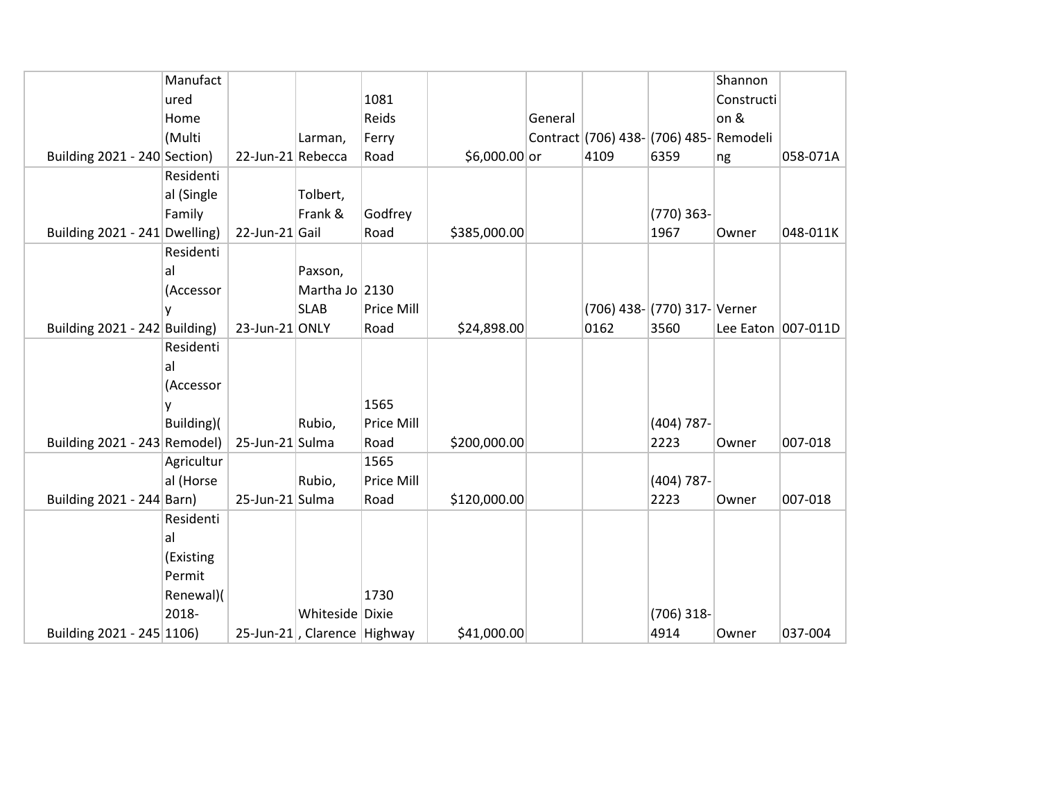| | | | | | | | | | | |
|---|---|---|---|---|---|---|---|---|---|---|
| Building 2021 - 240 | Manufactured Home (Multi Section) | 22-Jun-21 | Larman, Rebecca | 1081 Reids Ferry Road | $6,000.00 | General Contractor | (706) 438-4109 | (706) 485-6359 | Shannon Construction & Remodeling | 058-071A |
| Building 2021 - 241 | Residential (Single Family Dwelling) | 22-Jun-21 | Tolbert, Frank & Gail | Godfrey Road | $385,000.00 | | | (770) 363-1967 | Owner | 048-011K |
| Building 2021 - 242 | Residential (Accessory Building) | 23-Jun-21 | Paxson, Martha Jo SLAB ONLY | 2130 Price Mill Road | $24,898.00 | | (706) 438-0162 | (770) 317-3560 | Verner Lee Eaton | 007-011D |
| Building 2021 - 243 | Residential (Accessory Building)(Remodel) | 25-Jun-21 | Rubio, Sulma | 1565 Price Mill Road | $200,000.00 | | | (404) 787-2223 | Owner | 007-018 |
| Building 2021 - 244 | Agricultural (Horse Barn) | 25-Jun-21 | Rubio, Sulma | 1565 Price Mill Road | $120,000.00 | | | (404) 787-2223 | Owner | 007-018 |
| Building 2021 - 245 | Residential (Existing Permit Renewal)(2018-1106) | 25-Jun-21 | Whiteside, Clarence | 1730 Dixie Highway | $41,000.00 | | | (706) 318-4914 | Owner | 037-004 |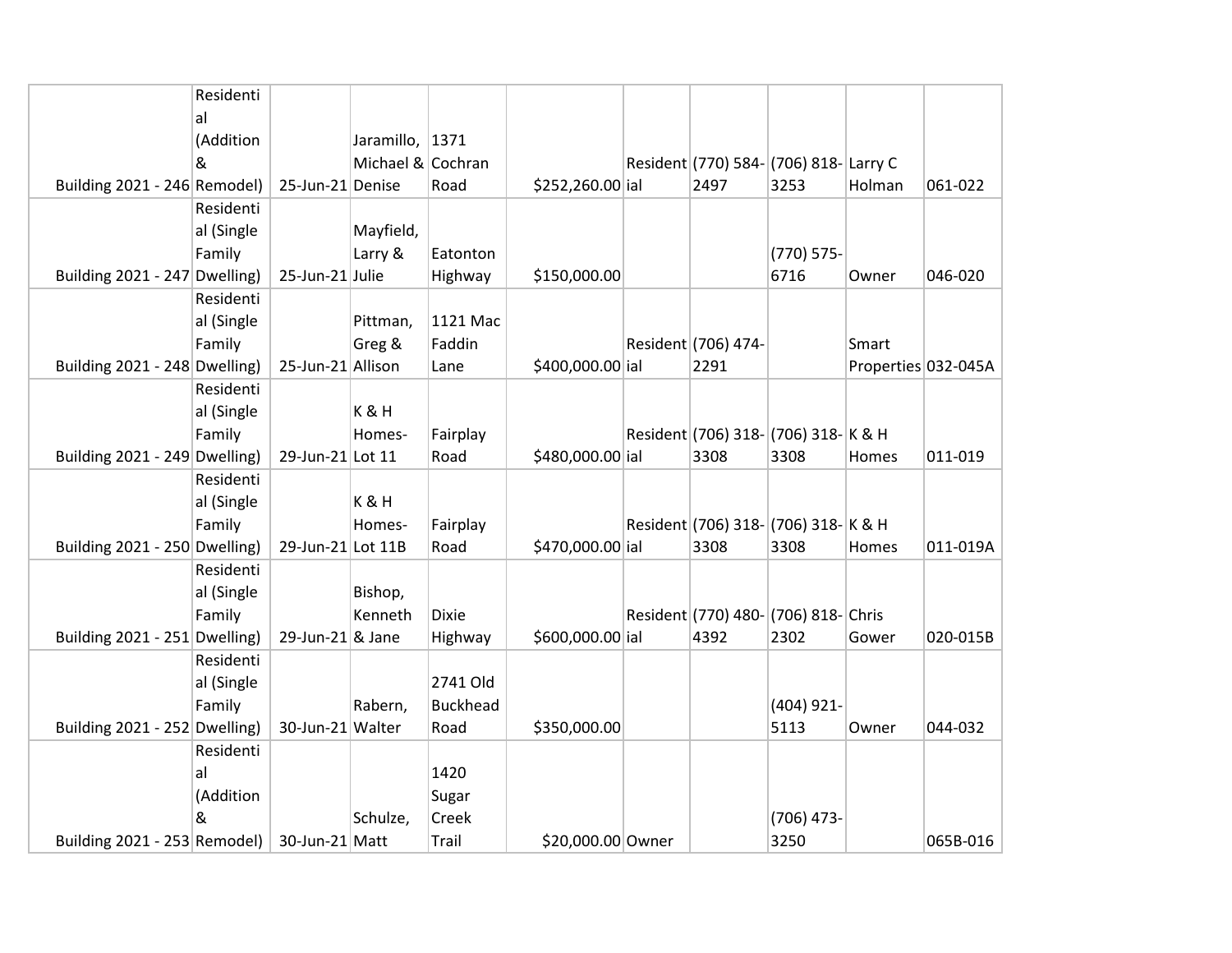| | | | | | | | | | | |
|---|---|---|---|---|---|---|---|---|---|---|
| Building 2021 - 246 | Residential (Addition & Remodel) | 25-Jun-21 | Jaramillo, Michael & Denise | 1371 Cochran Road | $252,260.00 | Residential | (770) 584-2497 | (706) 818-3253 | Larry C Holman | 061-022 |
| Building 2021 - 247 | Residential (Single Family Dwelling) | 25-Jun-21 | Mayfield, Larry & Julie | Eatonton Highway | $150,000.00 | | | (770) 575-6716 | Owner | 046-020 |
| Building 2021 - 248 | Residential (Single Family Dwelling) | 25-Jun-21 | Pittman, Greg & Allison | 1121 Mac Faddin Lane | $400,000.00 | Residential | (706) 474-2291 | | Smart Properties | 032-045A |
| Building 2021 - 249 | Residential (Single Family Dwelling) | 29-Jun-21 | K & H Homes-Lot 11 | Fairplay Road | $480,000.00 | Residential | (706) 318-3308 | (706) 318-3308 | K & H Homes | 011-019 |
| Building 2021 - 250 | Residential (Single Family Dwelling) | 29-Jun-21 | K & H Homes-Lot 11B | Fairplay Road | $470,000.00 | Residential | (706) 318-3308 | (706) 318-3308 | K & H Homes | 011-019A |
| Building 2021 - 251 | Residential (Single Family Dwelling) | 29-Jun-21 | Bishop, Kenneth & Jane | Dixie Highway | $600,000.00 | Residential | (770) 480-4392 | (706) 818-2302 | Chris Gower | 020-015B |
| Building 2021 - 252 | Residential (Single Family Dwelling) | 30-Jun-21 | Rabern, Walter | 2741 Old Buckhead Road | $350,000.00 | | | (404) 921-5113 | Owner | 044-032 |
| Building 2021 - 253 | Residential (Addition & Remodel) | 30-Jun-21 | Schulze, Matt | 1420 Sugar Creek Trail | $20,000.00 | Owner | | (706) 473-3250 | | 065B-016 |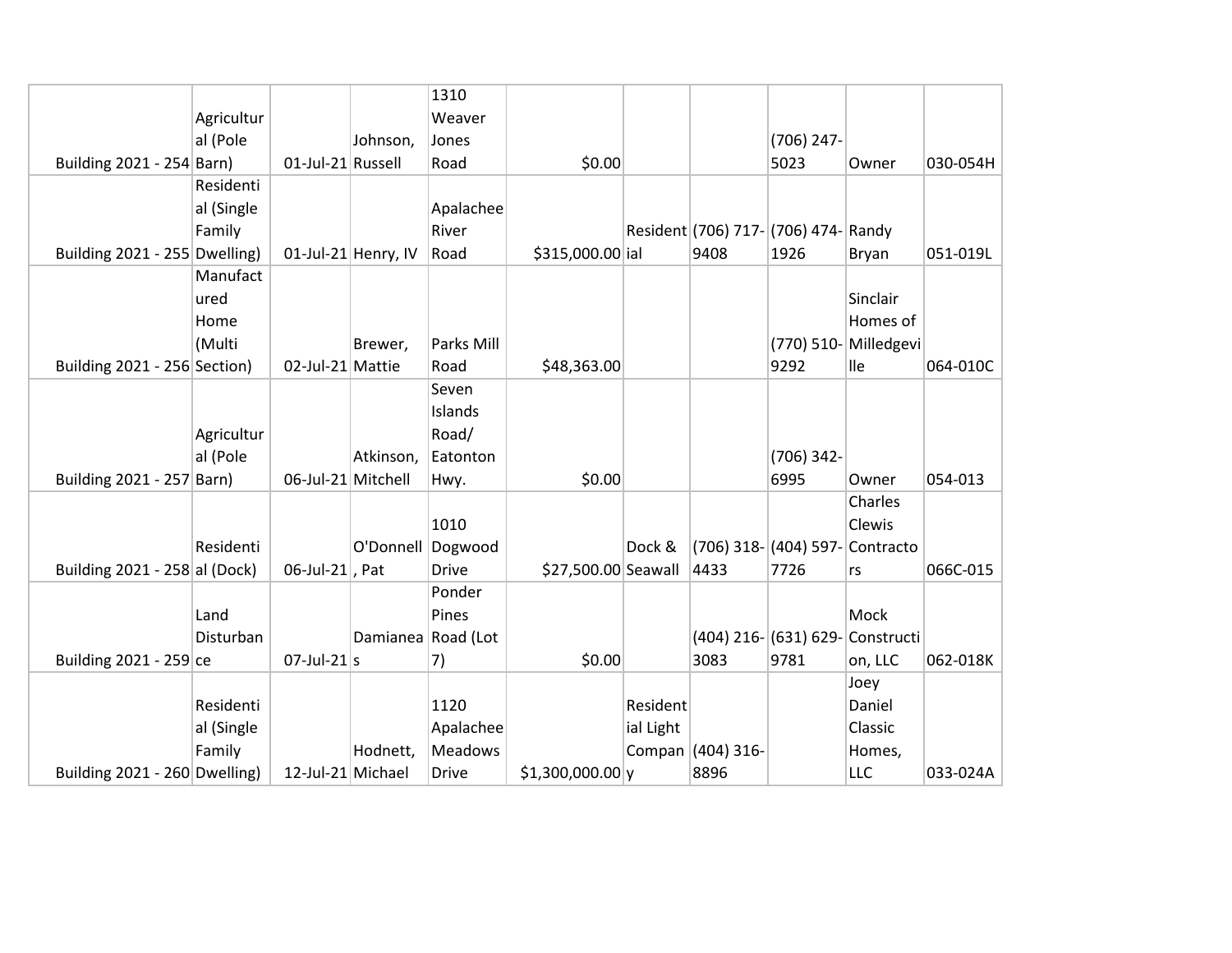| | | | | | | | | | | |
|---|---|---|---|---|---|---|---|---|---|---|
| Building 2021 - 254 | Agricultural (Pole Barn) | 01-Jul-21 | Johnson, Russell | 1310 Weaver Jones Road | $0.00 | | | (706) 247-5023 | Owner | 030-054H |
| Building 2021 - 255 | Residential (Single Family Dwelling) | 01-Jul-21 | Henry, IV | Apalachee River Road | $315,000.00 | Residential | (706) 717-9408 | (706) 474-1926 | Randy Bryan | 051-019L |
| Building 2021 - 256 | Manufactured Home (Multi Section) | 02-Jul-21 | Brewer, Mattie | Parks Mill Road | $48,363.00 | | | (770) 510-9292 | Sinclair Homes of Milledgeville | 064-010C |
| Building 2021 - 257 | Agricultural (Pole Barn) | 06-Jul-21 | Atkinson, Mitchell | Seven Islands Road/ Eatonton Hwy. | $0.00 | | | (706) 342-6995 | Owner | 054-013 |
| Building 2021 - 258 | Residential (Dock) | 06-Jul-21 | O'Donnell, Pat | 1010 Dogwood Drive | $27,500.00 | Dock & Seawall | (706) 318-4433 | (404) 597-7726 | Charles Clewis Contractors | 066C-015 |
| Building 2021 - 259 | Land Disturbance | 07-Jul-21 | Damianeas | Ponder Pines Road (Lot 7) | $0.00 | | (404) 216-3083 | (631) 629-9781 | Mock Construction, LLC | 062-018K |
| Building 2021 - 260 | Residential (Single Family Dwelling) | 12-Jul-21 | Hodnett, Michael | 1120 Apalachee Meadows Drive | $1,300,000.00 | Residential Light Company | (404) 316-8896 | | Joey Daniel Classic Homes, LLC | 033-024A |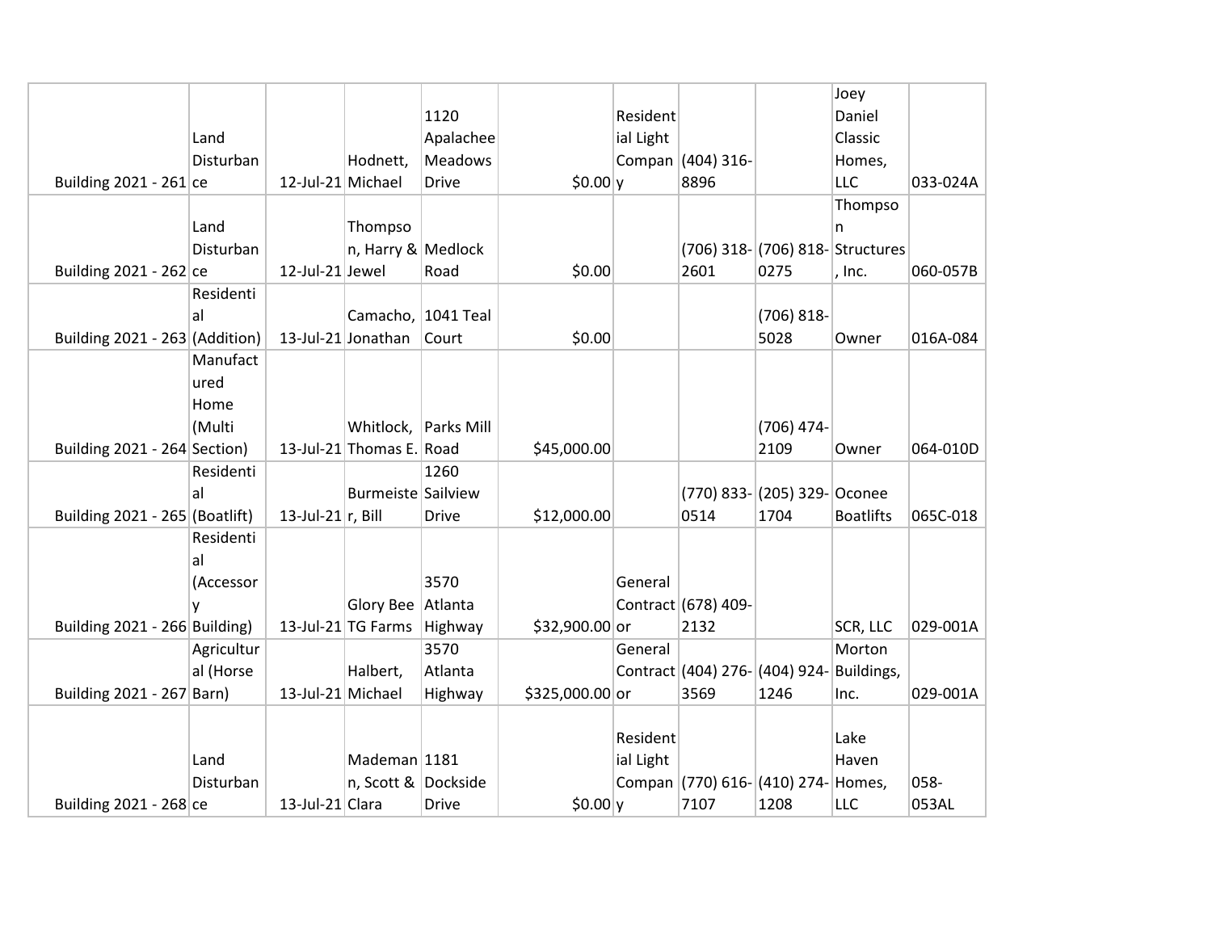| | | | | | | | | | | |
|---|---|---|---|---|---|---|---|---|---|---|
| Building 2021 - 261 | Land Disturbance | 12-Jul-21 | Hodnett, Michael | 1120 Apalachee Meadows Drive | $0.00 | Residential Light Company | (404) 316-8896 | | Joey Daniel Classic Homes, LLC | 033-024A |
| Building 2021 - 262 | Land Disturbance | 12-Jul-21 | Thompson, Harry & Jewel | Medlock Road | $0.00 | | (706) 318-2601 | (706) 818-0275 | Thompson Structures, Inc. | 060-057B |
| Building 2021 - 263 | Residential (Addition) | 13-Jul-21 | Camacho, Jonathan | 1041 Teal Court | $0.00 | | | (706) 818-5028 | Owner | 016A-084 |
| Building 2021 - 264 | Manufactured Home (Multi Section) | 13-Jul-21 | Whitlock, Thomas E. | Parks Mill Road | $45,000.00 | | | (706) 474-2109 | Owner | 064-010D |
| Building 2021 - 265 | Residential (Boatlift) | 13-Jul-21 | Burmeister, Bill | 1260 Sailview Drive | $12,000.00 | | (770) 833-0514 | (205) 329-1704 | Oconee Boatlifts | 065C-018 |
| Building 2021 - 266 | Residential (Accessory Building) | 13-Jul-21 | Glory Bee TG Farms | 3570 Atlanta Highway | $32,900.00 | General Contractor | (678) 409-2132 | | SCR, LLC | 029-001A |
| Building 2021 - 267 | Agricultural (Horse Barn) | 13-Jul-21 | Halbert, Michael | 3570 Atlanta Highway | $325,000.00 | General Contractor | (404) 276-3569 | (404) 924-1246 | Morton Buildings, Inc. | 029-001A |
| Building 2021 - 268 | Land Disturbance | 13-Jul-21 | Mademann, Scott & Clara | 1181 Dockside Drive | $0.00 | Residential Light Company | (770) 616-7107 | (410) 274-1208 | Lake Haven Homes, LLC | 058-053AL |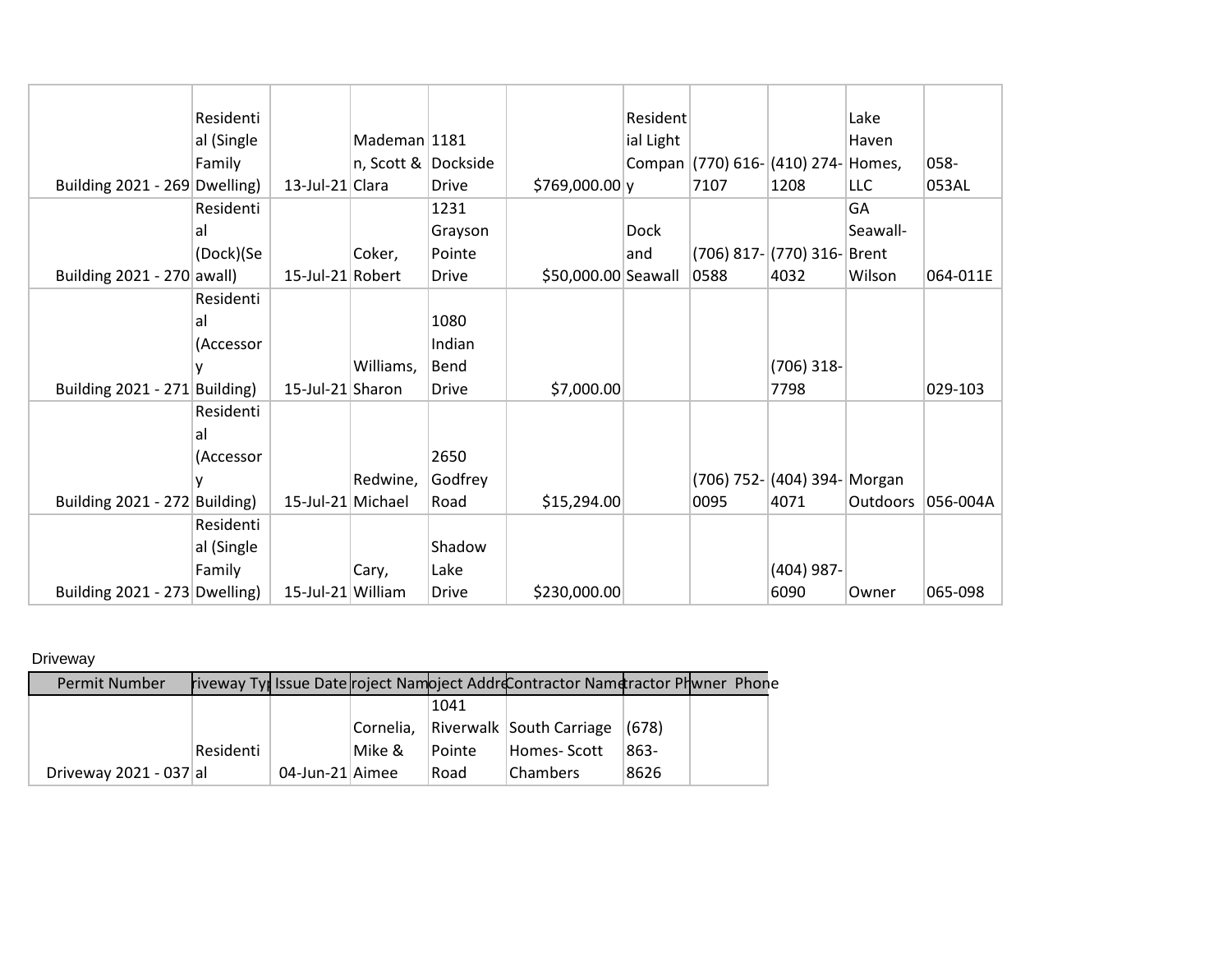| | | | | | | | | | | |
|---|---|---|---|---|---|---|---|---|---|---|
| Building 2021 - 269 | Residential (Single Family Dwelling) | 13-Jul-21 | Mademann, Scott & Clara | 1181 Dockside Drive | $769,000.00 | Residential Light Company | (770) 616-7107 | (410) 274-1208 | Lake Haven Homes, LLC | 058-053AL |
| Building 2021 - 270 | Residential (Dock)(Seawall) | 15-Jul-21 | Coker, Robert | 1231 Grayson Pointe Drive | $50,000.00 | Dock and Seawall | (706) 817-0588 | (770) 316-4032 | GA Seawall- Brent Wilson | 064-011E |
| Building 2021 - 271 | Residential (Accessory Building) | 15-Jul-21 | Williams, Sharon | 1080 Indian Bend Drive | $7,000.00 | | | (706) 318-7798 | | 029-103 |
| Building 2021 - 272 | Residential (Accessory Building) | 15-Jul-21 | Redwine, Michael | 2650 Godfrey Road | $15,294.00 | | (706) 752-0095 | (404) 394-4071 | Morgan Outdoors | 056-004A |
| Building 2021 - 273 | Residential (Single Family Dwelling) | 15-Jul-21 | Cary, William | Shadow Lake Drive | $230,000.00 | | | (404) 987-6090 | Owner | 065-098 |

Driveway

| Permit Number | riveway Typ | Issue Date | roject Nam | oject Addre | Contractor Name | tractor Ph | wner Phone |
|---|---|---|---|---|---|---|---|
| Driveway 2021 - 037 | Residential | 04-Jun-21 | Cornelia, Mike & Aimee | 1041 Riverwalk Pointe Road | South Carriage Homes- Scott Chambers | (678) 863-8626 | |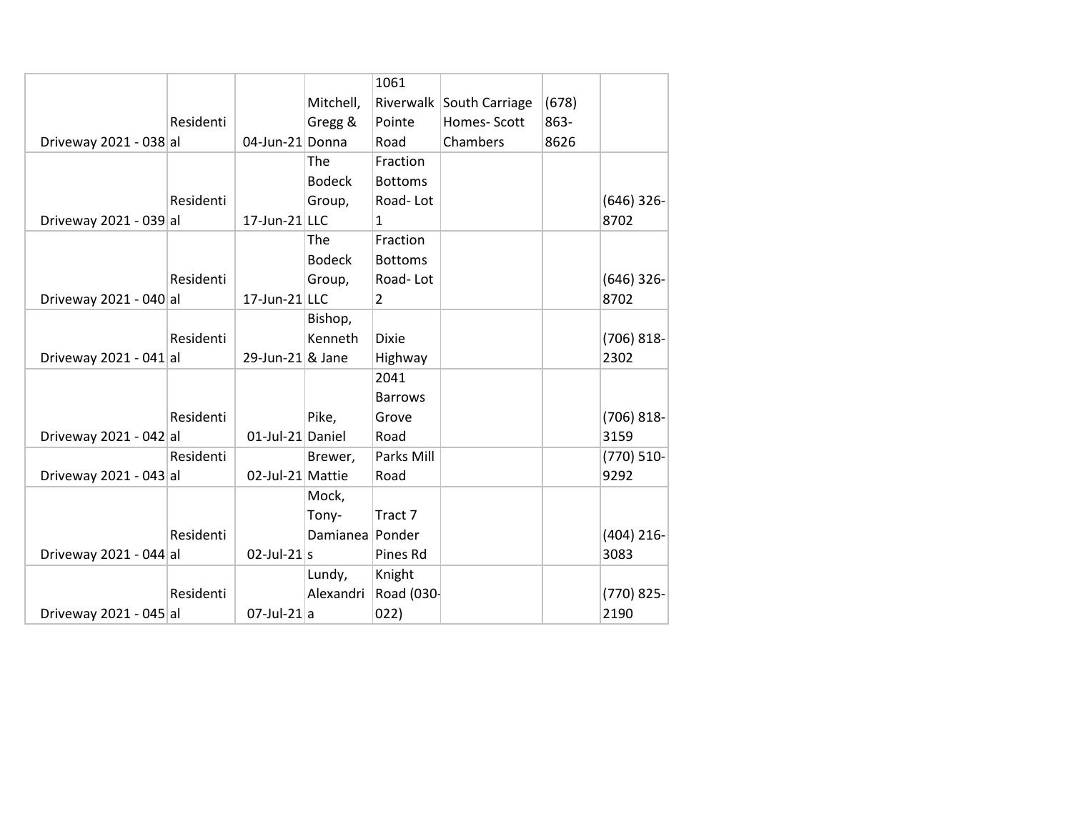| | | | | | | | |
|---|---|---|---|---|---|---|---|
| Driveway 2021 - 038 | Residential | 04-Jun-21 | Mitchell, Gregg & Donna | 1061 Riverwalk Pointe Road | South Carriage Homes- Scott Chambers | (678) 863-8626 | |
| Driveway 2021 - 039 | Residential | 17-Jun-21 | The Bodeck Group, LLC | Fraction Bottoms Road- Lot 1 | | | (646) 326-8702 |
| Driveway 2021 - 040 | Residential | 17-Jun-21 | The Bodeck Group, LLC | Fraction Bottoms Road- Lot 2 | | | (646) 326-8702 |
| Driveway 2021 - 041 | Residential | 29-Jun-21 | Bishop, Kenneth & Jane | Dixie Highway | | | (706) 818-2302 |
| Driveway 2021 - 042 | Residential | 01-Jul-21 | Pike, Daniel | 2041 Barrows Grove Road | | | (706) 818-3159 |
| Driveway 2021 - 043 | Residential | 02-Jul-21 | Brewer, Mattie | Parks Mill Road | | | (770) 510-9292 |
| Driveway 2021 - 044 | Residential | 02-Jul-21 | Mock, Tony-Damianeas | Tract 7 Ponder Pines Rd | | | (404) 216-3083 |
| Driveway 2021 - 045 | Residential | 07-Jul-21 | Lundy, Alexandria | Knight Road (030-022) | | | (770) 825-2190 |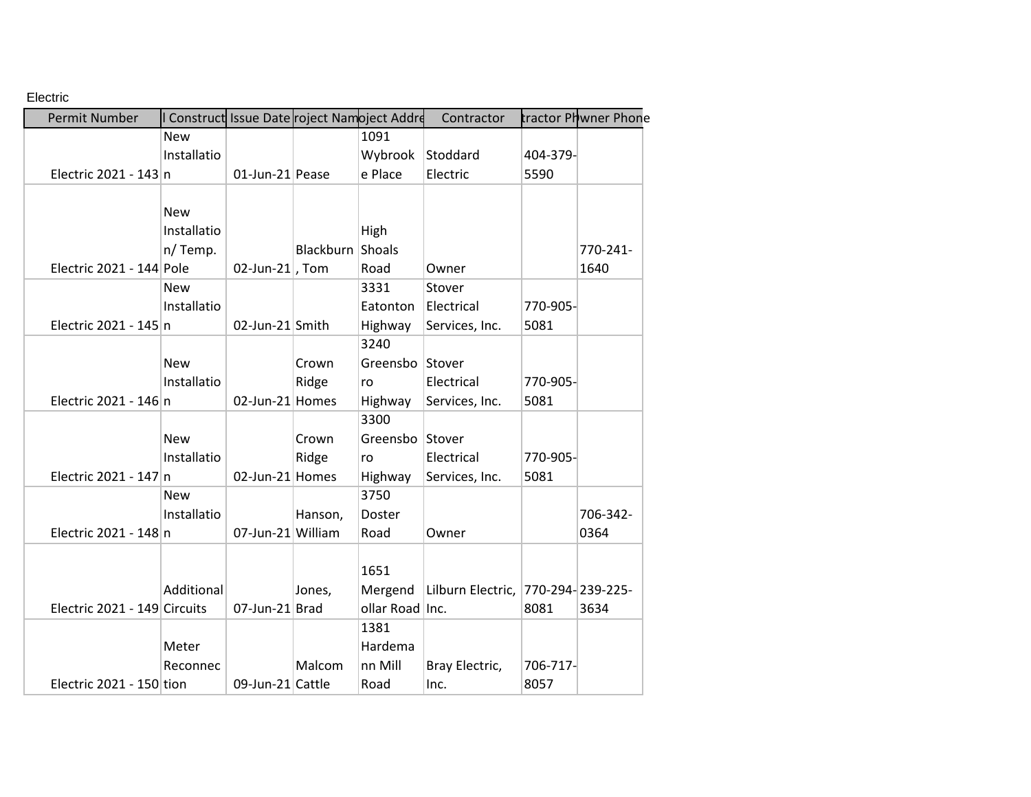Electric

| Permit Number | l Construct | Issue Date | roject Nam | oject Addre | Contractor | tractor Ph | wner Phone |
|---|---|---|---|---|---|---|---|
| Electric 2021 - 143 | New Installation | 01-Jun-21 | Pease | 1091 Wybrooke Place | Stoddard Electric | 404-379-5590 | |
| Electric 2021 - 144 | New Installation/ Temp. Pole | 02-Jun-21 | Blackburn, Tom | High Shoals Road | Owner | | 770-241-1640 |
| Electric 2021 - 145 | New Installation | 02-Jun-21 | Smith | 3331 Eatonton Highway | Stover Electrical Services, Inc. | 770-905-5081 | |
| Electric 2021 - 146 | New Installation | 02-Jun-21 | Crown Ridge Homes | 3240 Greensboro Highway | Stover Electrical Services, Inc. | 770-905-5081 | |
| Electric 2021 - 147 | New Installation | 02-Jun-21 | Crown Ridge Homes | 3300 Greensboro Highway | Stover Electrical Services, Inc. | 770-905-5081 | |
| Electric 2021 - 148 | New Installation | 07-Jun-21 | Hanson, William | 3750 Doster Road | Owner | | 706-342-0364 |
| Electric 2021 - 149 | Additional Circuits | 07-Jun-21 | Jones, Brad | 1651 Mergendollar Road | Lilburn Electric, Inc. | 770-294-8081 | 239-225-3634 |
| Electric 2021 - 150 | Meter Reconnection | 09-Jun-21 | Malcom Cattle | 1381 Hardemann Mill Road | Bray Electric, Inc. | 706-717-8057 | |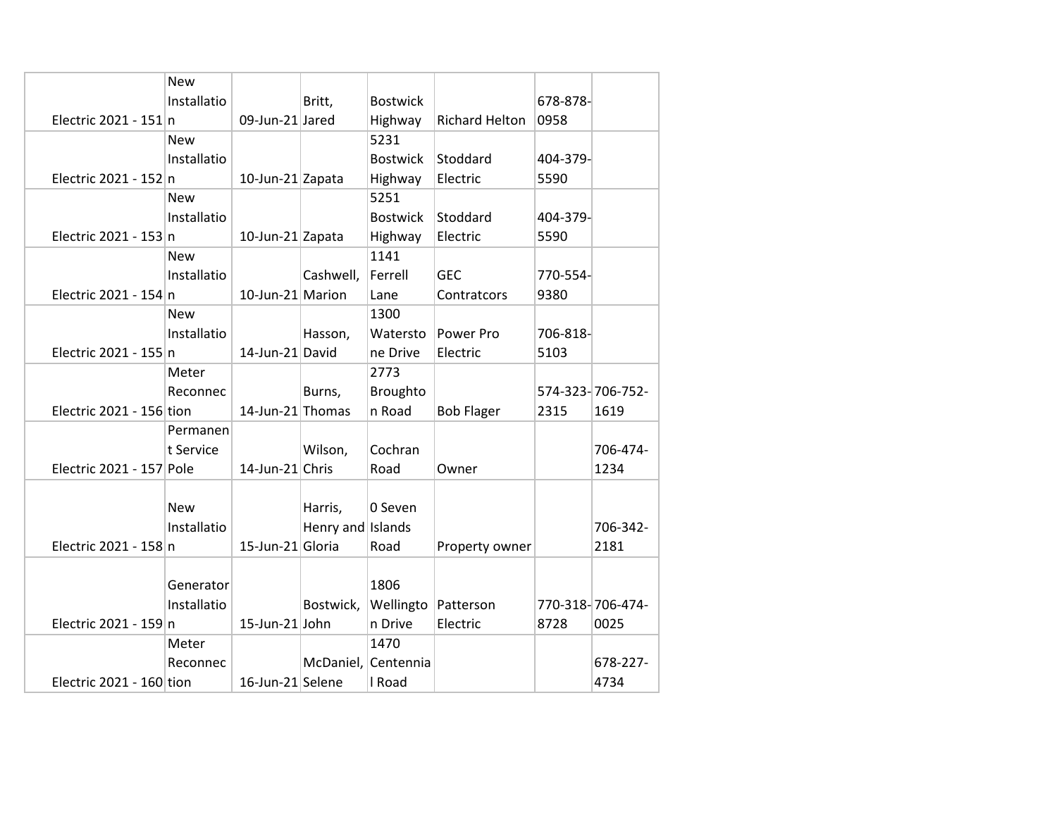| | | | | | | | |
|---|---|---|---|---|---|---|---|
| Electric 2021 - 151 | New Installation | 09-Jun-21 | Britt, Jared | Bostwick Highway | Richard Helton | 678-878-0958 | |
| Electric 2021 - 152 | New Installation | 10-Jun-21 | Zapata | 5231 Bostwick Highway | Stoddard Electric | 404-379-5590 | |
| Electric 2021 - 153 | New Installation | 10-Jun-21 | Zapata | 5251 Bostwick Highway | Stoddard Electric | 404-379-5590 | |
| Electric 2021 - 154 | New Installation | 10-Jun-21 | Cashwell, Marion | 1141 Ferrell Lane | GEC Contratcors | 770-554-9380 | |
| Electric 2021 - 155 | New Installation | 14-Jun-21 | Hasson, David | 1300 Waterstone Drive | Power Pro Electric | 706-818-5103 | |
| Electric 2021 - 156 | Meter Reconnection | 14-Jun-21 | Burns, Thomas | 2773 Broughton Road | Bob Flager | 574-323-2315 | 706-752-1619 |
| Electric 2021 - 157 | Permanent Service Pole | 14-Jun-21 | Wilson, Chris | Cochran Road | Owner | | 706-474-1234 |
| Electric 2021 - 158 | New Installation | 15-Jun-21 | Harris, Henry and Gloria | 0 Seven Islands Road | Property owner | | 706-342-2181 |
| Electric 2021 - 159 | Generator Installation | 15-Jun-21 | Bostwick, John | 1806 Wellington Drive | Patterson Electric | 770-318-8728 | 706-474-0025 |
| Electric 2021 - 160 | Meter Reconnection | 16-Jun-21 | McDaniel, Selene | 1470 Centennial Road | | | 678-227-4734 |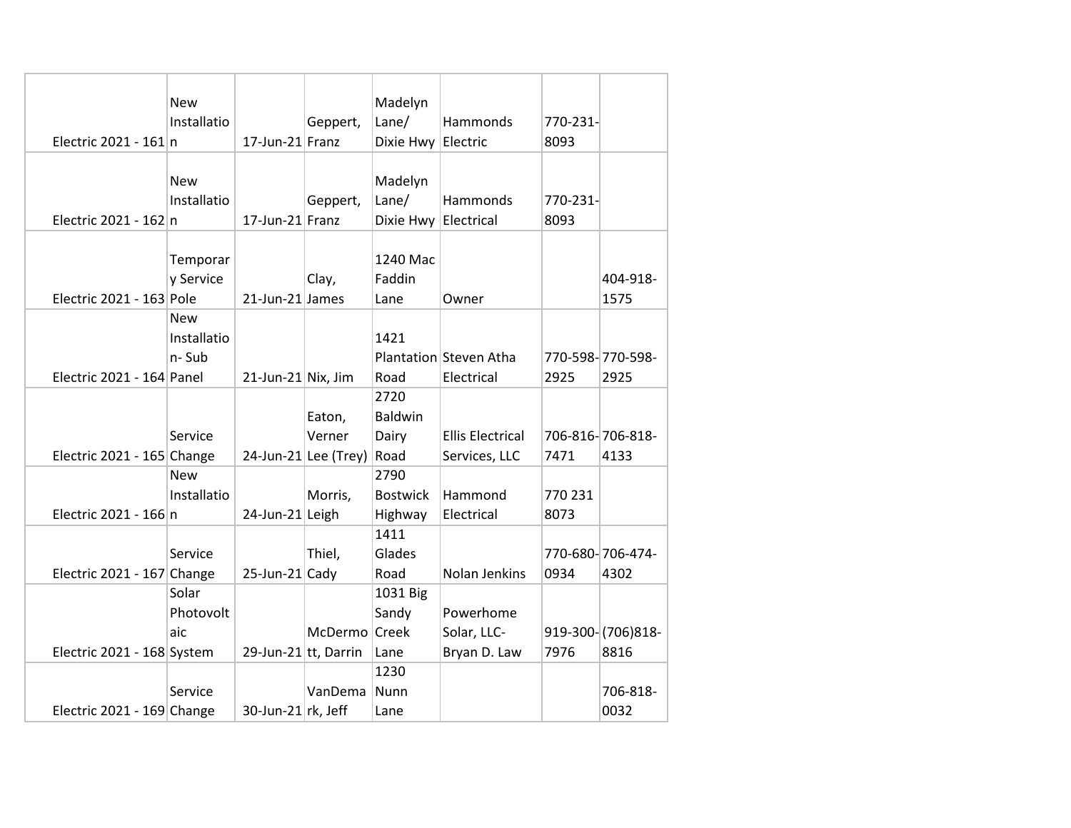| | | | | | | | |
|---|---|---|---|---|---|---|---|
| Electric 2021 - 161 | New Installation | 17-Jun-21 | Geppert, Franz | Madelyn Lane/ Dixie Hwy | Hammonds Electric | 770-231-8093 | |
| Electric 2021 - 162 | New Installation | 17-Jun-21 | Geppert, Franz | Madelyn Lane/ Dixie Hwy | Hammonds Electrical | 770-231-8093 | |
| Electric 2021 - 163 | Temporary Service Pole | 21-Jun-21 | Clay, James | 1240 Mac Faddin Lane | Owner | | 404-918-1575 |
| Electric 2021 - 164 | New Installation- Sub Panel | 21-Jun-21 | Nix, Jim | 1421 Plantation Road | Steven Atha Electrical | 770-598-2925 | 770-598-2925 |
| Electric 2021 - 165 | Service Change | 24-Jun-21 | Eaton, Verner Lee (Trey) | 2720 Baldwin Dairy Road | Ellis Electrical Services, LLC | 706-816-7471 | 706-818-4133 |
| Electric 2021 - 166 | New Installation | 24-Jun-21 | Morris, Leigh | 2790 Bostwick Highway | Hammond Electrical | 770 231 8073 | |
| Electric 2021 - 167 | Service Change | 25-Jun-21 | Thiel, Cady | 1411 Glades Road | Nolan Jenkins | 770-680-0934 | 706-474-4302 |
| Electric 2021 - 168 | Solar Photovoltaic System | 29-Jun-21 | McDermott, Darrin | 1031 Big Sandy Creek Lane | Powerhome Solar, LLC- Bryan D. Law | 919-300-7976 | (706)818-8816 |
| Electric 2021 - 169 | Service Change | 30-Jun-21 | VanDemark, Jeff | 1230 Nunn Lane | | | 706-818-0032 |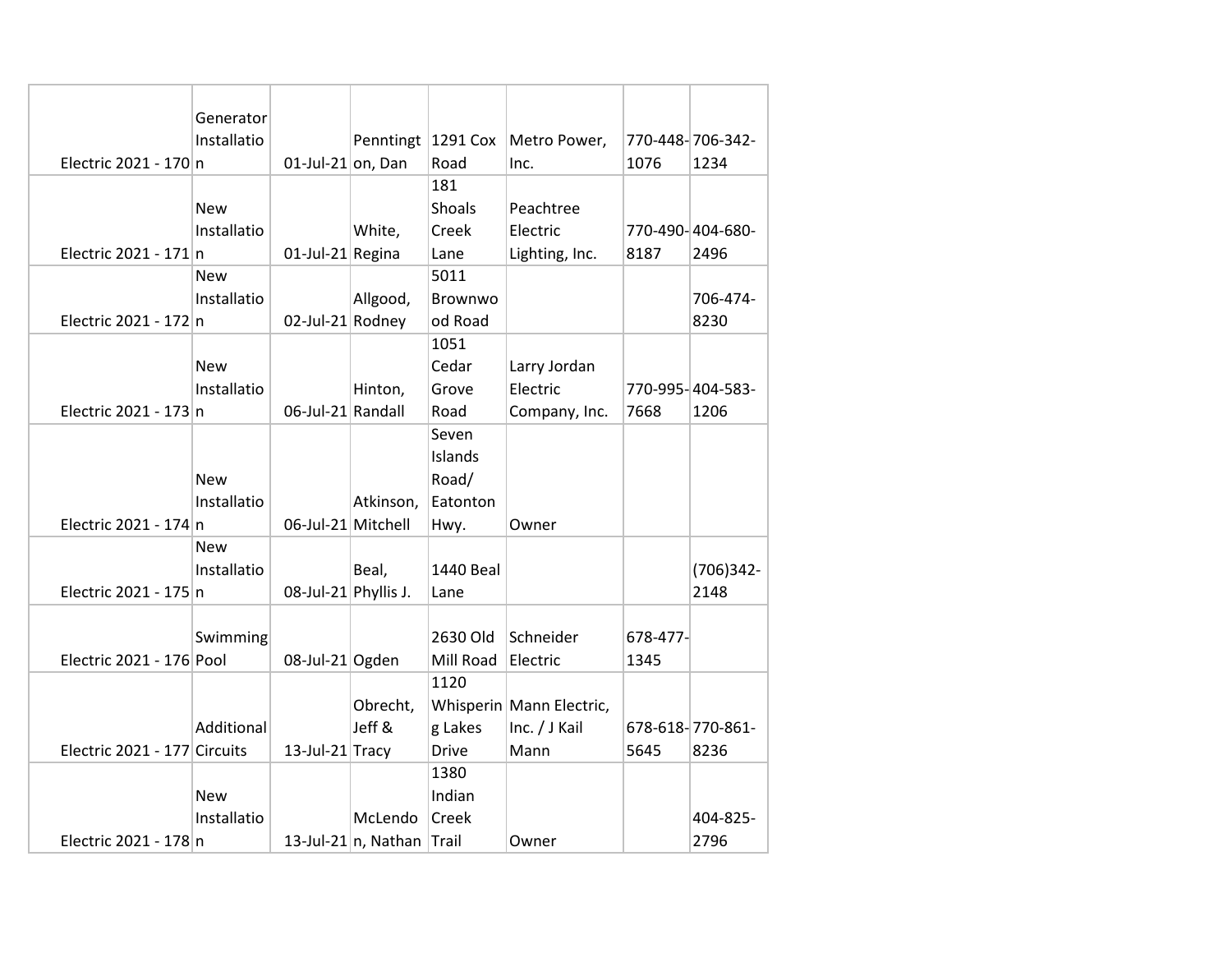| | | | | | | | |
|---|---|---|---|---|---|---|---|
| Electric 2021 - 170 | Generator Installation | 01-Jul-21 | Penntington, Dan | 1291 Cox Road | Metro Power, Inc. | 770-448-1076 | 706-342-1234 |
| Electric 2021 - 171 | New Installation | 01-Jul-21 | White, Regina | 181 Shoals Creek Lane | Peachtree Electric Lighting, Inc. | 770-490-8187 | 404-680-2496 |
| Electric 2021 - 172 | New Installation | 02-Jul-21 | Allgood, Rodney | 5011 Brownwood Road | | | 706-474-8230 |
| Electric 2021 - 173 | New Installation | 06-Jul-21 | Hinton, Randall | 1051 Cedar Grove Road | Larry Jordan Electric Company, Inc. | 770-995-7668 | 404-583-1206 |
| Electric 2021 - 174 | New Installation | 06-Jul-21 | Atkinson, Mitchell | Seven Islands Road/ Eatonton Hwy. | Owner | | |
| Electric 2021 - 175 | New Installation | 08-Jul-21 | Beal, Phyllis J. | 1440 Beal Lane | | | (706)342-2148 |
| Electric 2021 - 176 | Swimming Pool | 08-Jul-21 | Ogden | 2630 Old Mill Road | Schneider Electric | 678-477-1345 | |
| Electric 2021 - 177 | Additional Circuits | 13-Jul-21 | Obrecht, Jeff & Tracy | 1120 Whispering Lakes Drive | Mann Electric, Inc. / J Kail Mann | 678-618-5645 | 770-861-8236 |
| Electric 2021 - 178 | New Installation | 13-Jul-21 | McLendon, Nathan | 1380 Indian Creek Trail | Owner | | 404-825-2796 |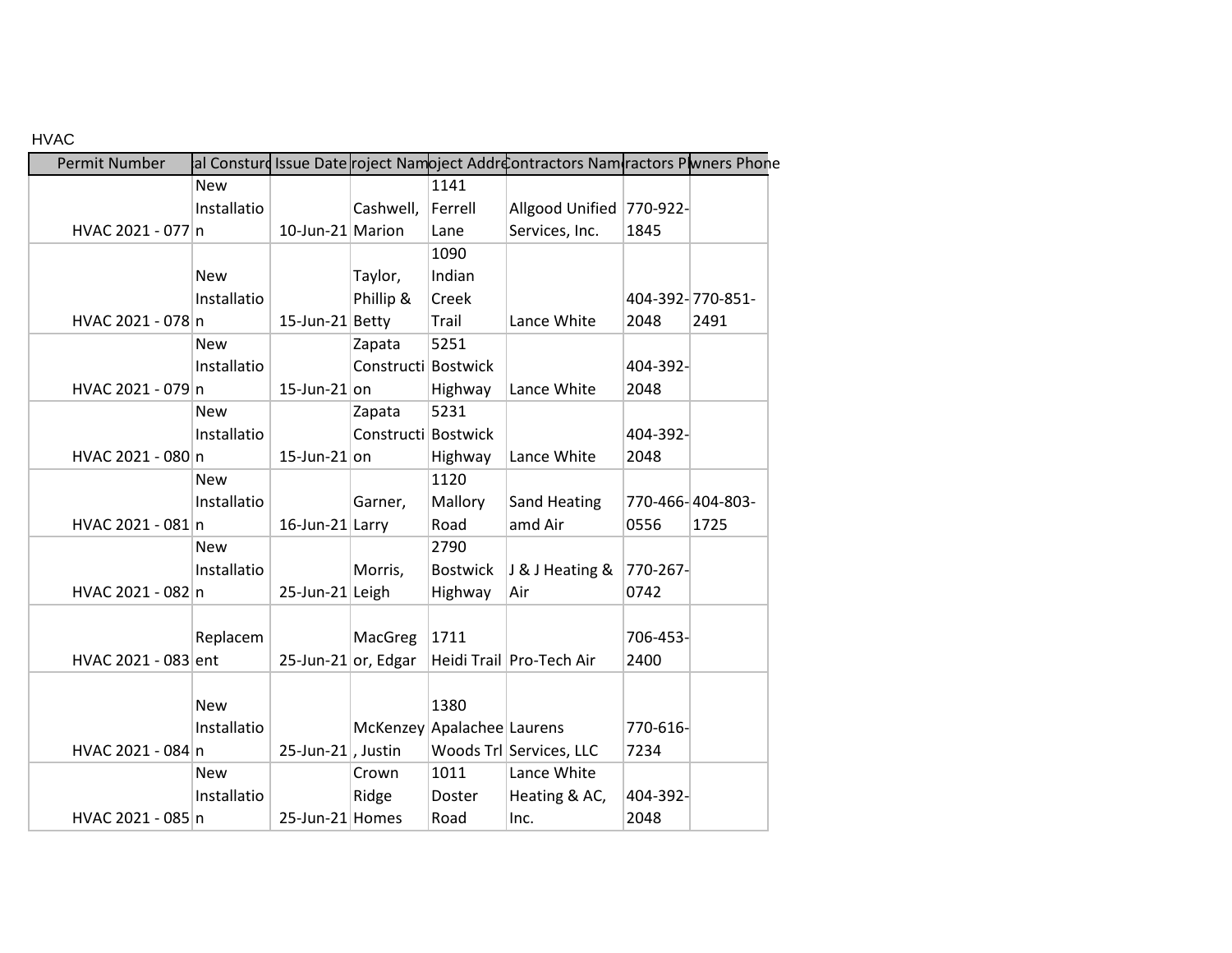HVAC

| Permit Number | al Consturc | Issue Date | roject Nam | oject Addre | Contractors Nam | ractors P | wners Phone |
|---|---|---|---|---|---|---|---|
| HVAC 2021 - 077 | New Installation | 10-Jun-21 | Cashwell, Marion | 1141 Ferrell Lane | Allgood Unified Services, Inc. | 770-922-1845 | |
| HVAC 2021 - 078 | New Installation | 15-Jun-21 | Taylor, Phillip & Betty | 1090 Indian Creek Trail | Lance White | 404-392-2048 | 770-851-2491 |
| HVAC 2021 - 079 | New Installation | 15-Jun-21 | Zapata Construction | 5251 Bostwick Highway | Lance White | 404-392-2048 | |
| HVAC 2021 - 080 | New Installation | 15-Jun-21 | Zapata Construction | 5231 Bostwick Highway | Lance White | 404-392-2048 | |
| HVAC 2021 - 081 | New Installation | 16-Jun-21 | Garner, Larry | 1120 Mallory Road | Sand Heating amd Air | 770-466-0556 | 404-803-1725 |
| HVAC 2021 - 082 | New Installation | 25-Jun-21 | Morris, Leigh | 2790 Bostwick Highway | J & J Heating & Air | 770-267-0742 | |
| HVAC 2021 - 083 | Replacement | 25-Jun-21 | MacGregor, Edgar | 1711 Heidi Trail | Pro-Tech Air | 706-453-2400 | |
| HVAC 2021 - 084 | New Installation | 25-Jun-21 | McKenzey, Justin | 1380 Apalachee Woods Trl | Laurens Services, LLC | 770-616-7234 | |
| HVAC 2021 - 085 | New Installation | 25-Jun-21 | Crown Ridge Homes | 1011 Doster Road | Lance White Heating & AC, Inc. | 404-392-2048 | |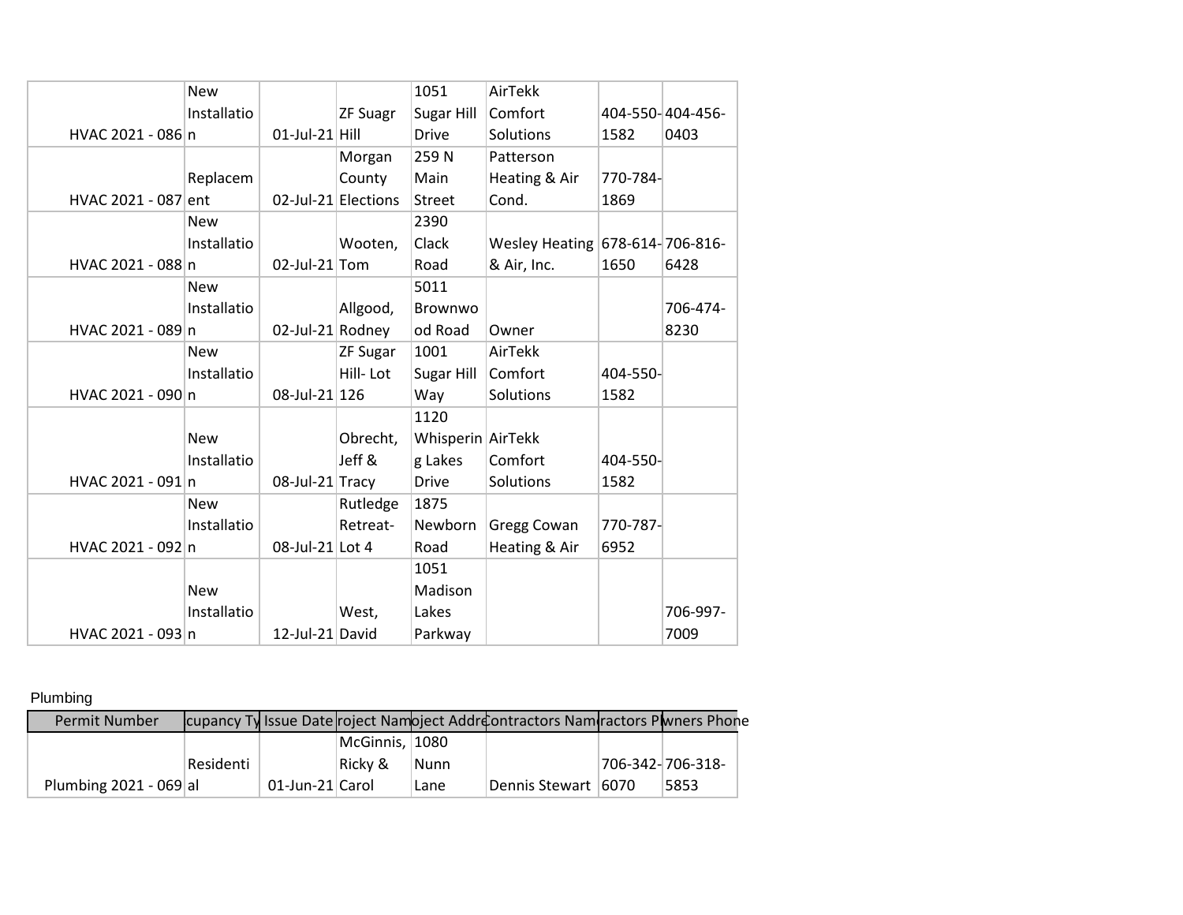| | | | | | | | |
|---|---|---|---|---|---|---|---|
| HVAC 2021 - 086 | New Installation | 01-Jul-21 | ZF Suagr Hill | 1051 Sugar Hill Drive | AirTekk Comfort Solutions | 404-550-1582 | 404-456-0403 |
| HVAC 2021 - 087 | Replacement | 02-Jul-21 | Morgan County Elections | 259 N Main Street | Patterson Heating & Air Cond. | 770-784-1869 | |
| HVAC 2021 - 088 | New Installation | 02-Jul-21 | Wooten, Tom | 2390 Clack Road | Wesley Heating & Air, Inc. | 678-614-1650 | 706-816-6428 |
| HVAC 2021 - 089 | New Installation | 02-Jul-21 | Allgood, Rodney | 5011 Brownwood Road | Owner | | 706-474-8230 |
| HVAC 2021 - 090 | New Installation | 08-Jul-21 | ZF Sugar Hill- Lot 126 | 1001 Sugar Hill Way | AirTekk Comfort Solutions | 404-550-1582 | |
| HVAC 2021 - 091 | New Installation | 08-Jul-21 | Obrecht, Jeff & Tracy | 1120 Whispering Lakes Drive | AirTekk Comfort Solutions | 404-550-1582 | |
| HVAC 2021 - 092 | New Installation | 08-Jul-21 | Rutledge Retreat- Lot 4 | 1875 Newborn Road | Gregg Cowan Heating & Air | 770-787-6952 | |
| HVAC 2021 - 093 | New Installation | 12-Jul-21 | West, David | 1051 Madison Lakes Parkway | | | 706-997-7009 |

Plumbing

| Permit Number | cupancy Ty | Issue Date | roject Nam | oject Addr | Contractors Nam | ractors P | wners Phone |
|---|---|---|---|---|---|---|---|
| Plumbing 2021 - 069 | Residential | 01-Jun-21 | McGinnis, Ricky & Carol | 1080 Nunn Lane | Dennis Stewart | 706-342-6070 | 706-318-5853 |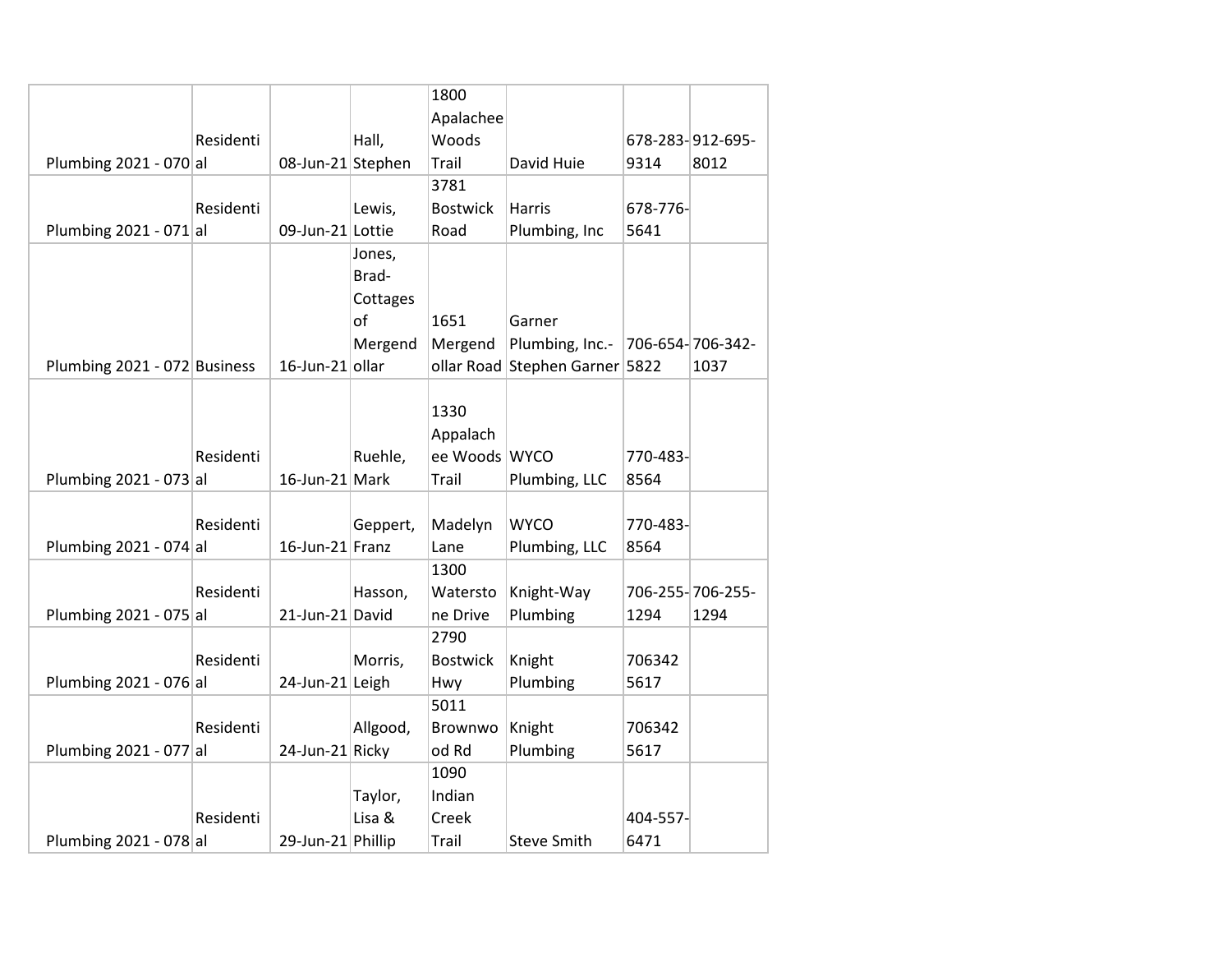| | | | | | | | |
|---|---|---|---|---|---|---|---|
| Plumbing 2021 - 070 | Residential | 08-Jun-21 | Hall, Stephen | 1800 Apalachee Woods Trail | David Huie | 678-283-9314 | 912-695-8012 |
| Plumbing 2021 - 071 | Residential | 09-Jun-21 | Lewis, Lottie | 3781 Bostwick Road | Harris Plumbing, Inc | 678-776-5641 | |
| Plumbing 2021 - 072 | Business | 16-Jun-21 | Jones, Brad-Cottages of Mergendollar | 1651 Mergendollar Road | Garner Plumbing, Inc.-Stephen Garner | 706-654-5822 | 706-342-1037 |
| Plumbing 2021 - 073 | Residential | 16-Jun-21 | Ruehle, Mark | 1330 Appalachee Woods Trail | WYCO Plumbing, LLC | 770-483-8564 | |
| Plumbing 2021 - 074 | Residential | 16-Jun-21 | Geppert, Franz | Madelyn Lane | WYCO Plumbing, LLC | 770-483-8564 | |
| Plumbing 2021 - 075 | Residential | 21-Jun-21 | Hasson, David | 1300 Waterstone Drive | Knight-Way Plumbing | 706-255-1294 | 706-255-1294 |
| Plumbing 2021 - 076 | Residential | 24-Jun-21 | Morris, Leigh | 2790 Bostwick Hwy | Knight Plumbing | 706342 5617 | |
| Plumbing 2021 - 077 | Residential | 24-Jun-21 | Allgood, Ricky | 5011 Brownwood Rd | Knight Plumbing | 706342 5617 | |
| Plumbing 2021 - 078 | Residential | 29-Jun-21 | Taylor, Lisa & Phillip | 1090 Indian Creek Trail | Steve Smith | 404-557-6471 | |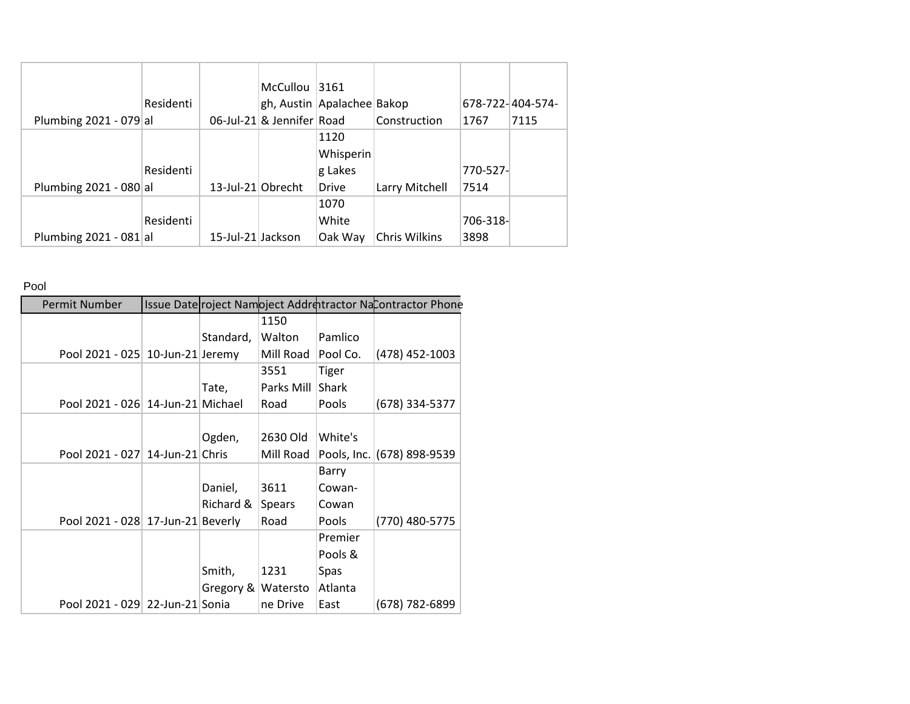| | | | | | | | |
|---|---|---|---|---|---|---|---|
| Plumbing 2021 - 079 | Residential | 06-Jul-21 | McCullough, Austin & Jennifer | 3161 Apalachee Road | Bakop Construction | 678-722-1767 | 404-574-7115 |
| Plumbing 2021 - 080 | Residential | 13-Jul-21 | Obrecht | 1120 Whispering Lakes Drive | Larry Mitchell | 770-527-7514 | |
| Plumbing 2021 - 081 | Residential | 15-Jul-21 | Jackson | 1070 White Oak Way | Chris Wilkins | 706-318-3898 | |

Pool

| Permit Number | Issue Date | roject Nam | oject Addr | ntractor Na | Contractor Phone |
|---|---|---|---|---|---|
| Pool 2021 - 025 | 10-Jun-21 | Standard, Jeremy | 1150 Walton Mill Road | Pamlico Pool Co. | (478) 452-1003 |
| Pool 2021 - 026 | 14-Jun-21 | Tate, Michael | 3551 Parks Mill Road | Tiger Shark Pools | (678) 334-5377 |
| Pool 2021 - 027 | 14-Jun-21 | Ogden, Chris | 2630 Old Mill Road | White's Pools, Inc. | (678) 898-9539 |
| Pool 2021 - 028 | 17-Jun-21 | Daniel, Richard & Beverly | 3611 Spears Road | Barry Cowan-Cowan Pools | (770) 480-5775 |
| Pool 2021 - 029 | 22-Jun-21 | Smith, Gregory & Sonia | 1231 Waterstone Drive | Premier Pools & Spas Atlanta East | (678) 782-6899 |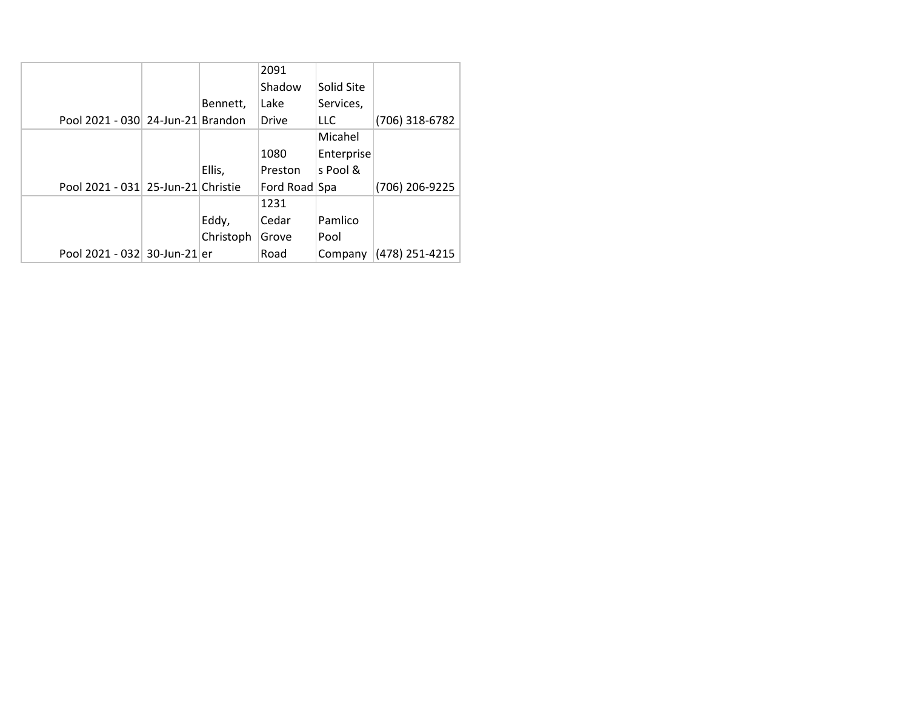| | | | | | |
|---|---|---|---|---|---|
| Pool 2021 - 030 | 24-Jun-21 | Bennett, Brandon | 2091 Shadow Lake Drive | Solid Site Services, LLC | (706) 318-6782 |
| Pool 2021 - 031 | 25-Jun-21 | Ellis, Christie | 1080 Preston Ford Road | Micahel Enterprises Pool & Spa | (706) 206-9225 |
| Pool 2021 - 032 | 30-Jun-21 | Eddy, Christopher | 1231 Cedar Grove Road | Pamlico Pool Company | (478) 251-4215 |